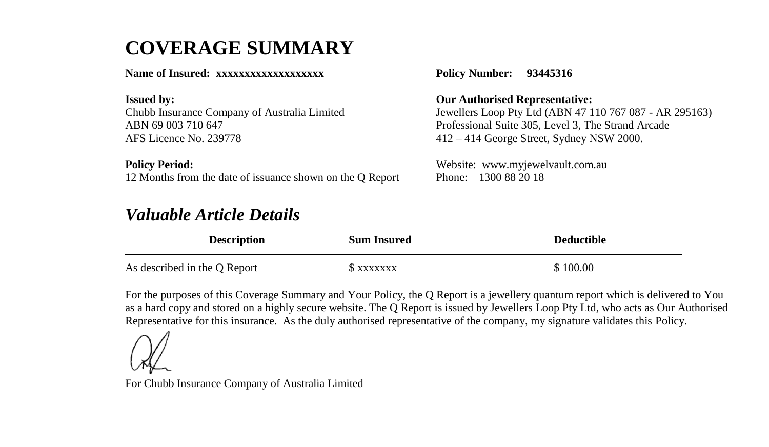# COVERAGE SUMMARY

**Name of Insured: xxxxxxxxxxxxxxxxxxx**

**Policy Number: 93445316**

**Issued by:**
Chubb Insurance Company of Australia Limited
ABN 69 003 710 647
AFS Licence No. 239778

**Our Authorised Representative:**
Jewellers Loop Pty Ltd (ABN 47 110 767 087 - AR 295163)
Professional Suite 305, Level 3, The Strand Arcade
412 – 414 George Street, Sydney NSW 2000.

**Policy Period:**
12 Months from the date of issuance shown on the Q Report

Website: www.myjewelvault.com.au
Phone: 1300 88 20 18

## *Valuable Article Details*

| Description | Sum Insured | Deductible |
|---|---|---|
| As described in the Q Report | $ xxxxxxx | $ 100.00 |

For the purposes of this Coverage Summary and Your Policy, the Q Report is a jewellery quantum report which is delivered to You as a hard copy and stored on a highly secure website. The Q Report is issued by Jewellers Loop Pty Ltd, who acts as Our Authorised Representative for this insurance. As the duly authorised representative of the company, my signature validates this Policy.

For Chubb Insurance Company of Australia Limited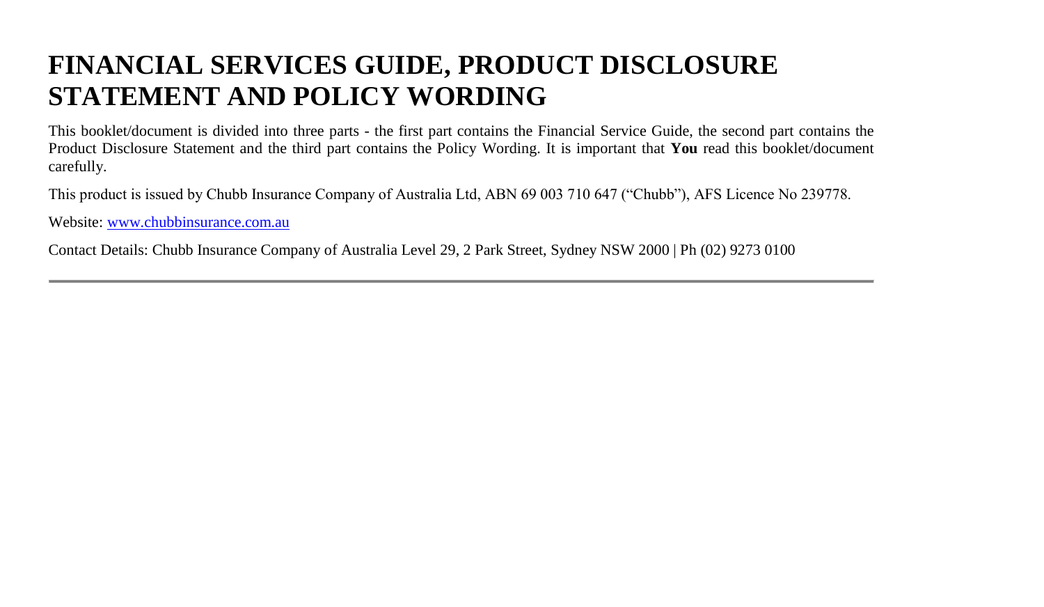# FINANCIAL SERVICES GUIDE, PRODUCT DISCLOSURE STATEMENT AND POLICY WORDING

This booklet/document is divided into three parts - the first part contains the Financial Service Guide, the second part contains the Product Disclosure Statement and the third part contains the Policy Wording. It is important that **You** read this booklet/document carefully.

This product is issued by Chubb Insurance Company of Australia Ltd, ABN 69 003 710 647 ("Chubb"), AFS Licence No 239778.

Website: [www.chubbinsurance.com.au](http://www.chubbinsurance.com.au)

Contact Details: Chubb Insurance Company of Australia Level 29, 2 Park Street, Sydney NSW 2000 | Ph (02) 9273 0100

---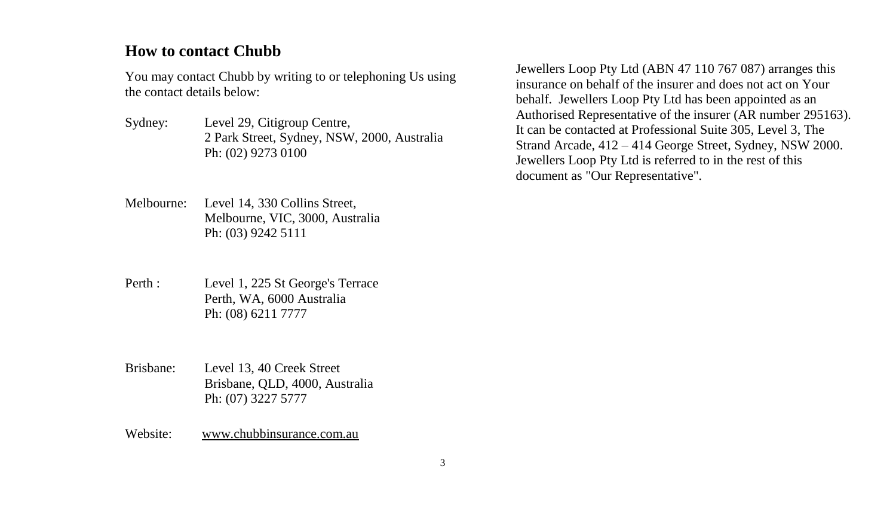## How to contact Chubb

You may contact Chubb by writing to or telephoning Us using the contact details below:

Sydney: Level 29, Citigroup Centre,
2 Park Street, Sydney, NSW, 2000, Australia
Ph: (02) 9273 0100

Melbourne: Level 14, 330 Collins Street,
Melbourne, VIC, 3000, Australia
Ph: (03) 9242 5111

Perth : Level 1, 225 St George's Terrace
Perth, WA, 6000 Australia
Ph: (08) 6211 7777

Brisbane: Level 13, 40 Creek Street
Brisbane, QLD, 4000, Australia
Ph: (07) 3227 5777

Website: www.chubbinsurance.com.au

Jewellers Loop Pty Ltd (ABN 47 110 767 087) arranges this insurance on behalf of the insurer and does not act on Your behalf. Jewellers Loop Pty Ltd has been appointed as an Authorised Representative of the insurer (AR number 295163). It can be contacted at Professional Suite 305, Level 3, The Strand Arcade, 412 – 414 George Street, Sydney, NSW 2000. Jewellers Loop Pty Ltd is referred to in the rest of this document as "Our Representative".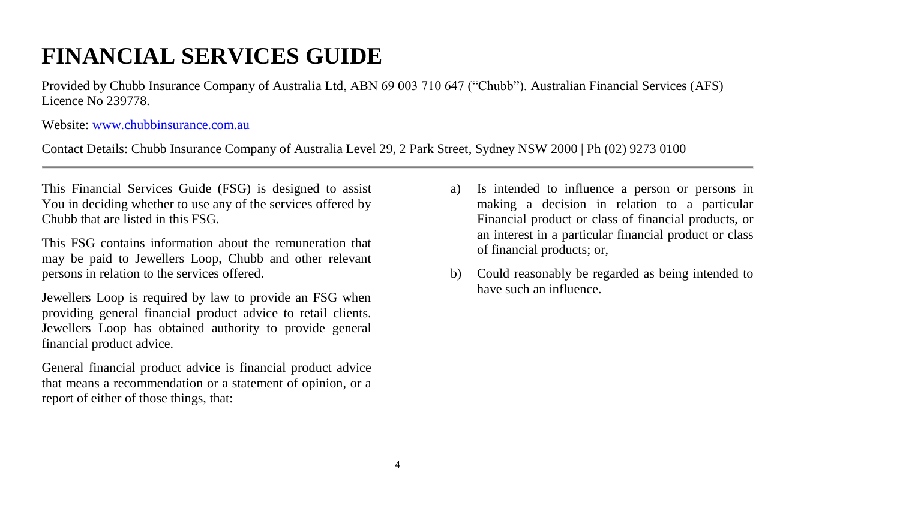# FINANCIAL SERVICES GUIDE

Provided by Chubb Insurance Company of Australia Ltd, ABN 69 003 710 647 ("Chubb"). Australian Financial Services (AFS) Licence No 239778.

Website: [www.chubbinsurance.com.au](http://www.chubbinsurance.com.au)

Contact Details: Chubb Insurance Company of Australia Level 29, 2 Park Street, Sydney NSW 2000 | Ph (02) 9273 0100

---

This Financial Services Guide (FSG) is designed to assist You in deciding whether to use any of the services offered by Chubb that are listed in this FSG.

This FSG contains information about the remuneration that may be paid to Jewellers Loop, Chubb and other relevant persons in relation to the services offered.

Jewellers Loop is required by law to provide an FSG when providing general financial product advice to retail clients. Jewellers Loop has obtained authority to provide general financial product advice.

General financial product advice is financial product advice that means a recommendation or a statement of opinion, or a report of either of those things, that:

a) Is intended to influence a person or persons in making a decision in relation to a particular Financial product or class of financial products, or an interest in a particular financial product or class of financial products; or,

b) Could reasonably be regarded as being intended to have such an influence.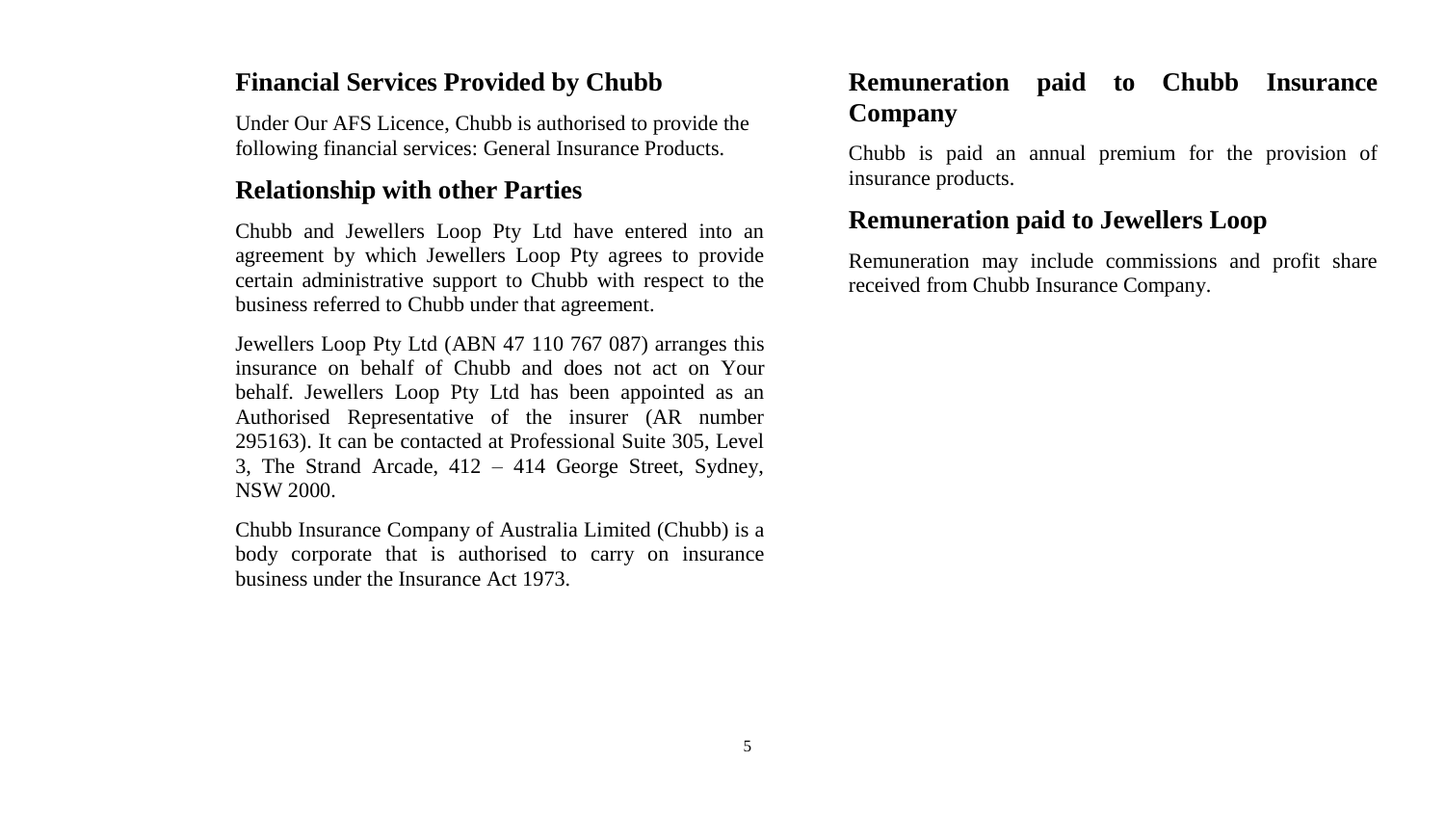## Financial Services Provided by Chubb

Under Our AFS Licence, Chubb is authorised to provide the following financial services: General Insurance Products.

## Relationship with other Parties

Chubb and Jewellers Loop Pty Ltd have entered into an agreement by which Jewellers Loop Pty agrees to provide certain administrative support to Chubb with respect to the business referred to Chubb under that agreement.

Jewellers Loop Pty Ltd (ABN 47 110 767 087) arranges this insurance on behalf of Chubb and does not act on Your behalf. Jewellers Loop Pty Ltd has been appointed as an Authorised Representative of the insurer (AR number 295163). It can be contacted at Professional Suite 305, Level 3, The Strand Arcade, 412 – 414 George Street, Sydney, NSW 2000.

Chubb Insurance Company of Australia Limited (Chubb) is a body corporate that is authorised to carry on insurance business under the Insurance Act 1973.

## Remuneration paid to Chubb Insurance Company

Chubb is paid an annual premium for the provision of insurance products.

## Remuneration paid to Jewellers Loop

Remuneration may include commissions and profit share received from Chubb Insurance Company.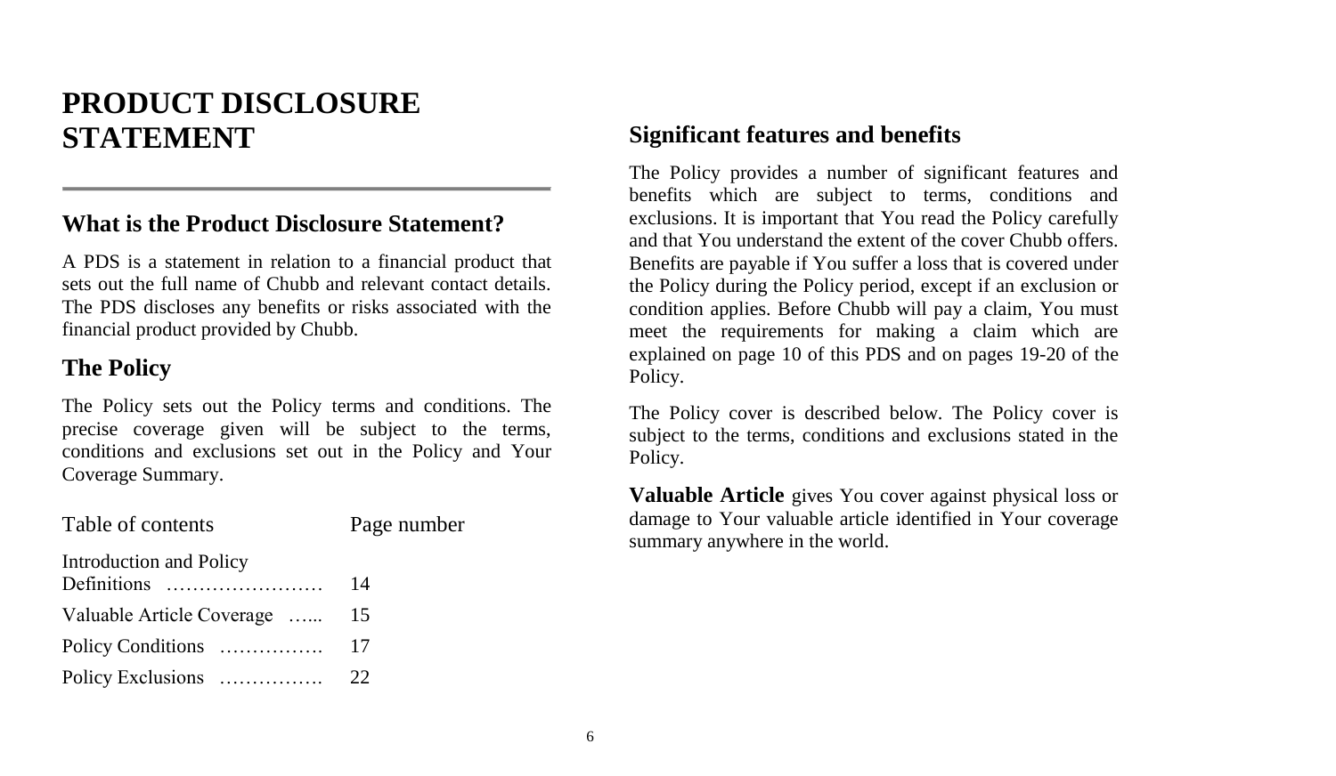# PRODUCT DISCLOSURE STATEMENT

## What is the Product Disclosure Statement?

A PDS is a statement in relation to a financial product that sets out the full name of Chubb and relevant contact details. The PDS discloses any benefits or risks associated with the financial product provided by Chubb.

## The Policy

The Policy sets out the Policy terms and conditions. The precise coverage given will be subject to the terms, conditions and exclusions set out in the Policy and Your Coverage Summary.

| Table of contents | Page number |
|---|---|
| Introduction and Policy Definitions …………………… | 14 |
| Valuable Article Coverage …... | 15 |
| Policy Conditions ……………. | 17 |
| Policy Exclusions ……………. | 22 |

## Significant features and benefits

The Policy provides a number of significant features and benefits which are subject to terms, conditions and exclusions. It is important that You read the Policy carefully and that You understand the extent of the cover Chubb offers. Benefits are payable if You suffer a loss that is covered under the Policy during the Policy period, except if an exclusion or condition applies. Before Chubb will pay a claim, You must meet the requirements for making a claim which are explained on page 10 of this PDS and on pages 19-20 of the Policy.

The Policy cover is described below. The Policy cover is subject to the terms, conditions and exclusions stated in the Policy.

**Valuable Article** gives You cover against physical loss or damage to Your valuable article identified in Your coverage summary anywhere in the world.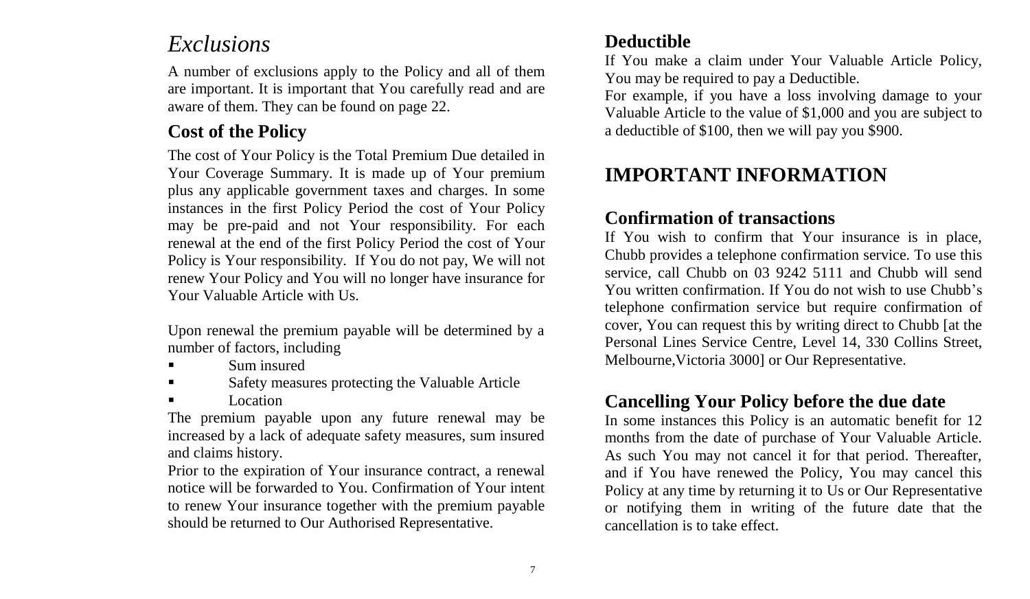## *Exclusions*

A number of exclusions apply to the Policy and all of them are important. It is important that You carefully read and are aware of them. They can be found on page 22.

### Cost of the Policy

The cost of Your Policy is the Total Premium Due detailed in Your Coverage Summary. It is made up of Your premium plus any applicable government taxes and charges. In some instances in the first Policy Period the cost of Your Policy may be pre-paid and not Your responsibility. For each renewal at the end of the first Policy Period the cost of Your Policy is Your responsibility. If You do not pay, We will not renew Your Policy and You will no longer have insurance for Your Valuable Article with Us.

Upon renewal the premium payable will be determined by a number of factors, including

- Sum insured
- Safety measures protecting the Valuable Article
- Location

The premium payable upon any future renewal may be increased by a lack of adequate safety measures, sum insured and claims history.

Prior to the expiration of Your insurance contract, a renewal notice will be forwarded to You. Confirmation of Your intent to renew Your insurance together with the premium payable should be returned to Our Authorised Representative.

### Deductible

If You make a claim under Your Valuable Article Policy, You may be required to pay a Deductible.

For example, if you have a loss involving damage to your Valuable Article to the value of $1,000 and you are subject to a deductible of $100, then we will pay you $900.

## IMPORTANT INFORMATION

### Confirmation of transactions

If You wish to confirm that Your insurance is in place, Chubb provides a telephone confirmation service. To use this service, call Chubb on 03 9242 5111 and Chubb will send You written confirmation. If You do not wish to use Chubb's telephone confirmation service but require confirmation of cover, You can request this by writing direct to Chubb [at the Personal Lines Service Centre, Level 14, 330 Collins Street, Melbourne,Victoria 3000] or Our Representative.

### Cancelling Your Policy before the due date

In some instances this Policy is an automatic benefit for 12 months from the date of purchase of Your Valuable Article. As such You may not cancel it for that period. Thereafter, and if You have renewed the Policy, You may cancel this Policy at any time by returning it to Us or Our Representative or notifying them in writing of the future date that the cancellation is to take effect.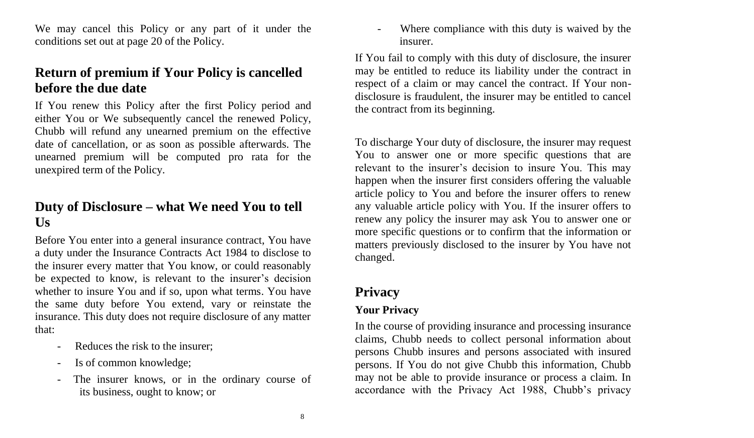We may cancel this Policy or any part of it under the conditions set out at page 20 of the Policy.

## Return of premium if Your Policy is cancelled before the due date

If You renew this Policy after the first Policy period and either You or We subsequently cancel the renewed Policy, Chubb will refund any unearned premium on the effective date of cancellation, or as soon as possible afterwards. The unearned premium will be computed pro rata for the unexpired term of the Policy.

## Duty of Disclosure – what We need You to tell Us

Before You enter into a general insurance contract, You have a duty under the Insurance Contracts Act 1984 to disclose to the insurer every matter that You know, or could reasonably be expected to know, is relevant to the insurer's decision whether to insure You and if so, upon what terms. You have the same duty before You extend, vary or reinstate the insurance. This duty does not require disclosure of any matter that:

- Reduces the risk to the insurer;
- Is of common knowledge;
- The insurer knows, or in the ordinary course of its business, ought to know; or
- Where compliance with this duty is waived by the insurer.

If You fail to comply with this duty of disclosure, the insurer may be entitled to reduce its liability under the contract in respect of a claim or may cancel the contract. If Your non-disclosure is fraudulent, the insurer may be entitled to cancel the contract from its beginning.

To discharge Your duty of disclosure, the insurer may request You to answer one or more specific questions that are relevant to the insurer's decision to insure You. This may happen when the insurer first considers offering the valuable article policy to You and before the insurer offers to renew any valuable article policy with You. If the insurer offers to renew any policy the insurer may ask You to answer one or more specific questions or to confirm that the information or matters previously disclosed to the insurer by You have not changed.

## Privacy

### Your Privacy

In the course of providing insurance and processing insurance claims, Chubb needs to collect personal information about persons Chubb insures and persons associated with insured persons. If You do not give Chubb this information, Chubb may not be able to provide insurance or process a claim. In accordance with the Privacy Act 1988, Chubb's privacy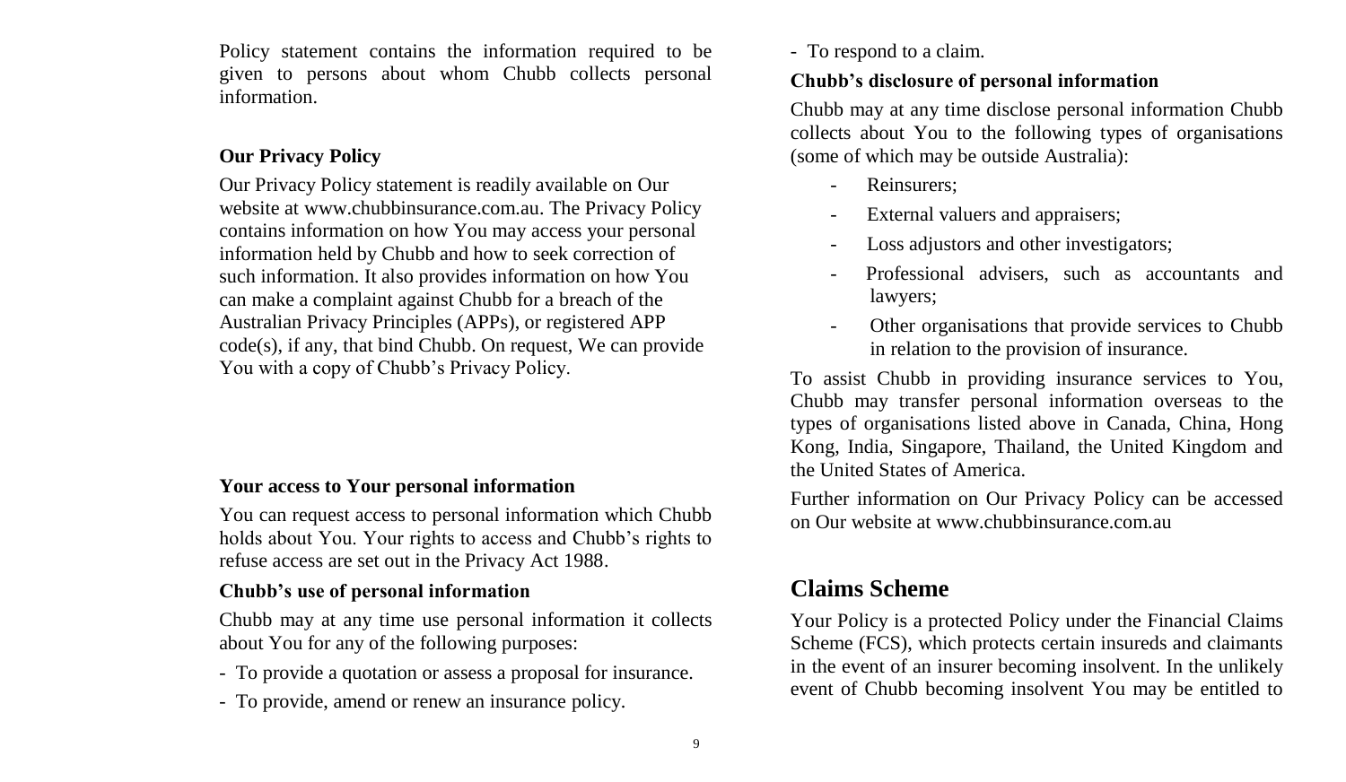Policy statement contains the information required to be given to persons about whom Chubb collects personal information.

**Our Privacy Policy**

Our Privacy Policy statement is readily available on Our website at www.chubbinsurance.com.au. The Privacy Policy contains information on how You may access your personal information held by Chubb and how to seek correction of such information. It also provides information on how You can make a complaint against Chubb for a breach of the Australian Privacy Principles (APPs), or registered APP code(s), if any, that bind Chubb. On request, We can provide You with a copy of Chubb's Privacy Policy.

**Your access to Your personal information**

You can request access to personal information which Chubb holds about You. Your rights to access and Chubb's rights to refuse access are set out in the Privacy Act 1988.

**Chubb's use of personal information**

Chubb may at any time use personal information it collects about You for any of the following purposes:

- To provide a quotation or assess a proposal for insurance.
- To provide, amend or renew an insurance policy.
- To respond to a claim.

**Chubb's disclosure of personal information**

Chubb may at any time disclose personal information Chubb collects about You to the following types of organisations (some of which may be outside Australia):

- Reinsurers;
- External valuers and appraisers;
- Loss adjustors and other investigators;
- Professional advisers, such as accountants and lawyers;
- Other organisations that provide services to Chubb in relation to the provision of insurance.

To assist Chubb in providing insurance services to You, Chubb may transfer personal information overseas to the types of organisations listed above in Canada, China, Hong Kong, India, Singapore, Thailand, the United Kingdom and the United States of America.

Further information on Our Privacy Policy can be accessed on Our website at www.chubbinsurance.com.au

## Claims Scheme

Your Policy is a protected Policy under the Financial Claims Scheme (FCS), which protects certain insureds and claimants in the event of an insurer becoming insolvent. In the unlikely event of Chubb becoming insolvent You may be entitled to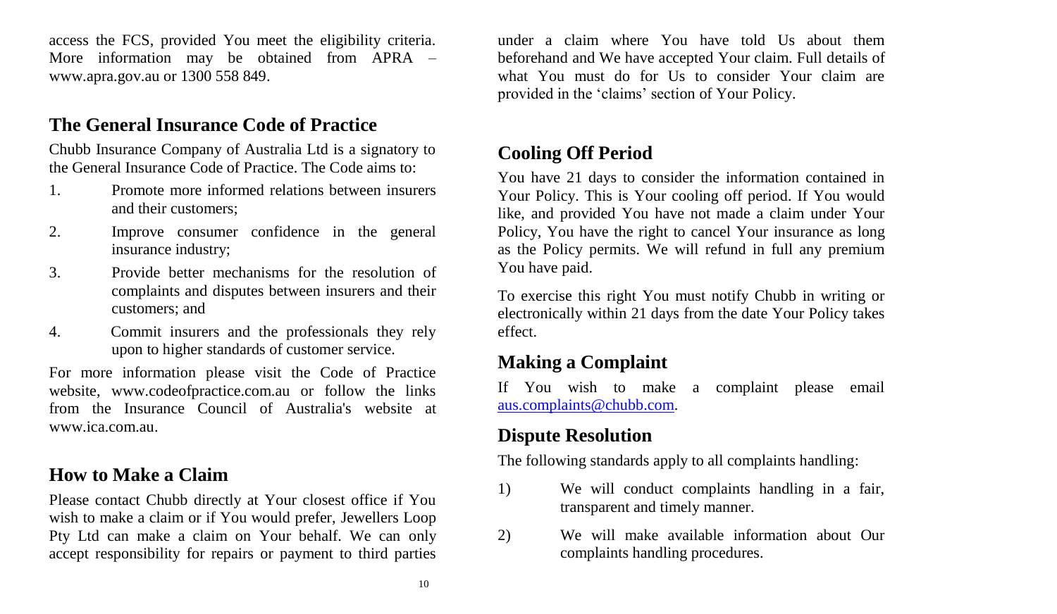access the FCS, provided You meet the eligibility criteria. More information may be obtained from APRA – www.apra.gov.au or 1300 558 849.

## The General Insurance Code of Practice

Chubb Insurance Company of Australia Ltd is a signatory to the General Insurance Code of Practice. The Code aims to:

1. Promote more informed relations between insurers and their customers;
2. Improve consumer confidence in the general insurance industry;
3. Provide better mechanisms for the resolution of complaints and disputes between insurers and their customers; and
4. Commit insurers and the professionals they rely upon to higher standards of customer service.

For more information please visit the Code of Practice website, www.codeofpractice.com.au or follow the links from the Insurance Council of Australia's website at www.ica.com.au.

## How to Make a Claim

Please contact Chubb directly at Your closest office if You wish to make a claim or if You would prefer, Jewellers Loop Pty Ltd can make a claim on Your behalf. We can only accept responsibility for repairs or payment to third parties under a claim where You have told Us about them beforehand and We have accepted Your claim. Full details of what You must do for Us to consider Your claim are provided in the 'claims' section of Your Policy.

## Cooling Off Period

You have 21 days to consider the information contained in Your Policy. This is Your cooling off period. If You would like, and provided You have not made a claim under Your Policy, You have the right to cancel Your insurance as long as the Policy permits. We will refund in full any premium You have paid.

To exercise this right You must notify Chubb in writing or electronically within 21 days from the date Your Policy takes effect.

## Making a Complaint

If You wish to make a complaint please email aus.complaints@chubb.com.

## Dispute Resolution

The following standards apply to all complaints handling:

1) We will conduct complaints handling in a fair, transparent and timely manner.
2) We will make available information about Our complaints handling procedures.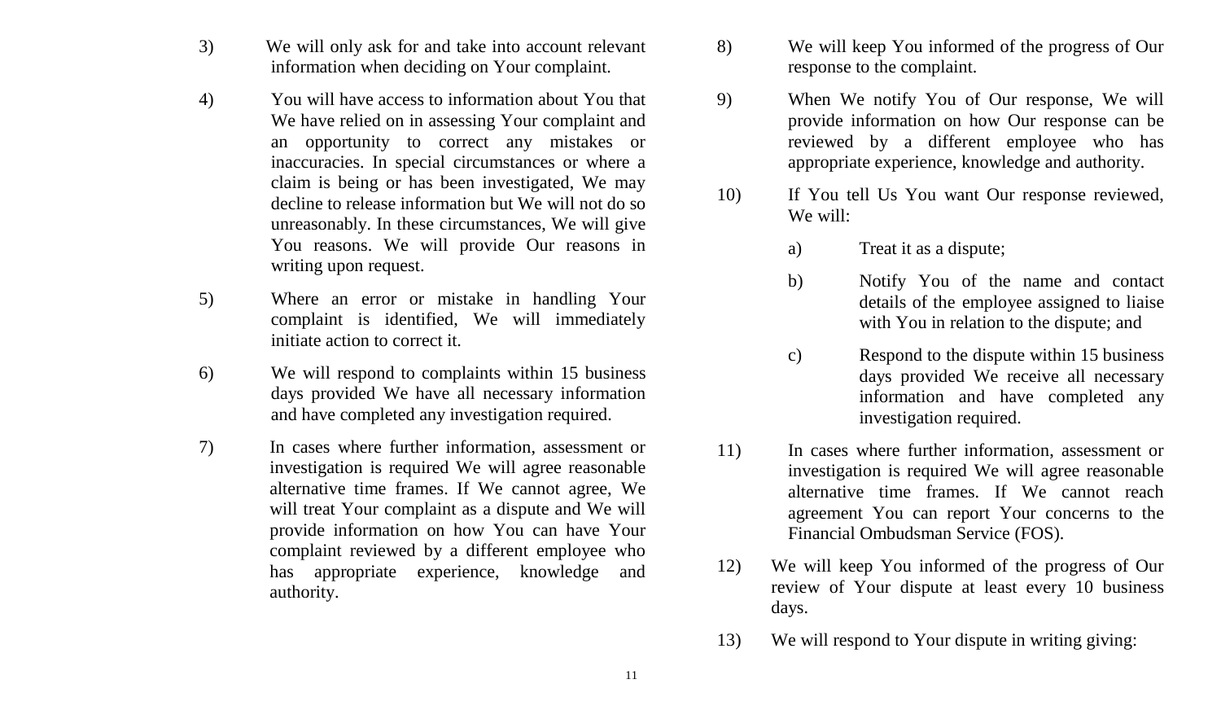3) We will only ask for and take into account relevant information when deciding on Your complaint.

4) You will have access to information about You that We have relied on in assessing Your complaint and an opportunity to correct any mistakes or inaccuracies. In special circumstances or where a claim is being or has been investigated, We may decline to release information but We will not do so unreasonably. In these circumstances, We will give You reasons. We will provide Our reasons in writing upon request.

5) Where an error or mistake in handling Your complaint is identified, We will immediately initiate action to correct it.

6) We will respond to complaints within 15 business days provided We have all necessary information and have completed any investigation required.

7) In cases where further information, assessment or investigation is required We will agree reasonable alternative time frames. If We cannot agree, We will treat Your complaint as a dispute and We will provide information on how You can have Your complaint reviewed by a different employee who has appropriate experience, knowledge and authority.

8) We will keep You informed of the progress of Our response to the complaint.

9) When We notify You of Our response, We will provide information on how Our response can be reviewed by a different employee who has appropriate experience, knowledge and authority.

10) If You tell Us You want Our response reviewed, We will:

   a) Treat it as a dispute;

   b) Notify You of the name and contact details of the employee assigned to liaise with You in relation to the dispute; and

   c) Respond to the dispute within 15 business days provided We receive all necessary information and have completed any investigation required.

11) In cases where further information, assessment or investigation is required We will agree reasonable alternative time frames. If We cannot reach agreement You can report Your concerns to the Financial Ombudsman Service (FOS).

12) We will keep You informed of the progress of Our review of Your dispute at least every 10 business days.

13) We will respond to Your dispute in writing giving: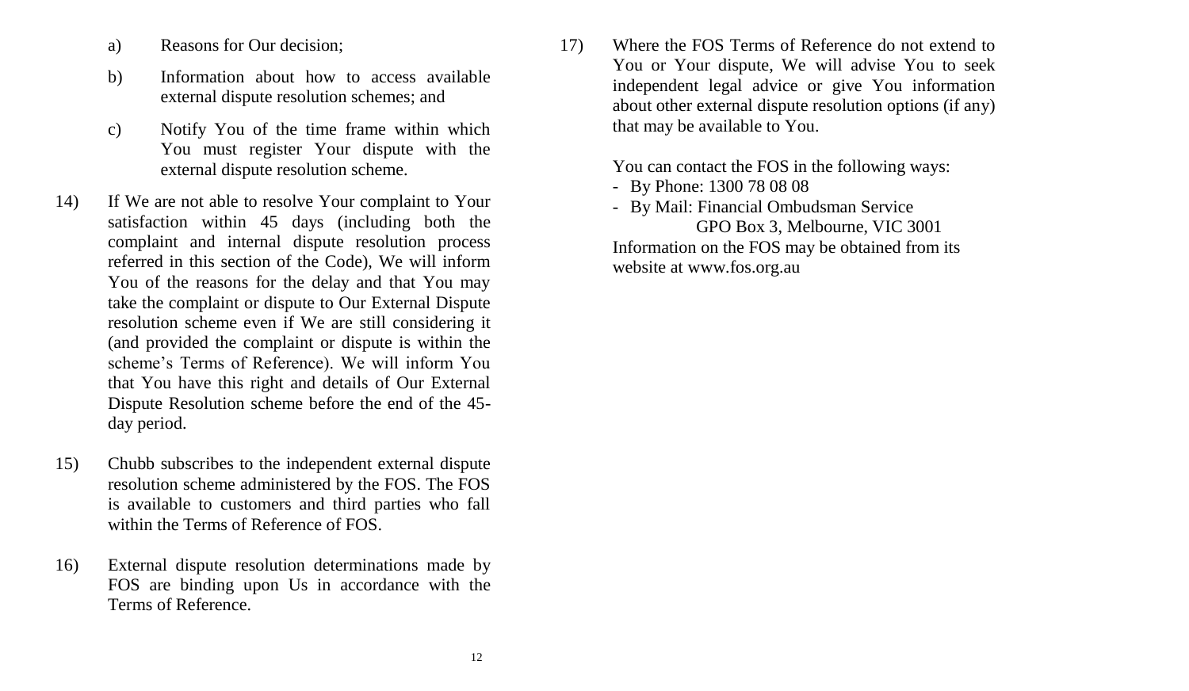a) Reasons for Our decision;

b) Information about how to access available external dispute resolution schemes; and

c) Notify You of the time frame within which You must register Your dispute with the external dispute resolution scheme.

14) If We are not able to resolve Your complaint to Your satisfaction within 45 days (including both the complaint and internal dispute resolution process referred in this section of the Code), We will inform You of the reasons for the delay and that You may take the complaint or dispute to Our External Dispute resolution scheme even if We are still considering it (and provided the complaint or dispute is within the scheme's Terms of Reference). We will inform You that You have this right and details of Our External Dispute Resolution scheme before the end of the 45-day period.

15) Chubb subscribes to the independent external dispute resolution scheme administered by the FOS. The FOS is available to customers and third parties who fall within the Terms of Reference of FOS.

16) External dispute resolution determinations made by FOS are binding upon Us in accordance with the Terms of Reference.

17) Where the FOS Terms of Reference do not extend to You or Your dispute, We will advise You to seek independent legal advice or give You information about other external dispute resolution options (if any) that may be available to You.

You can contact the FOS in the following ways:

- By Phone: 1300 78 08 08
- By Mail: Financial Ombudsman Service
  GPO Box 3, Melbourne, VIC 3001

Information on the FOS may be obtained from its website at www.fos.org.au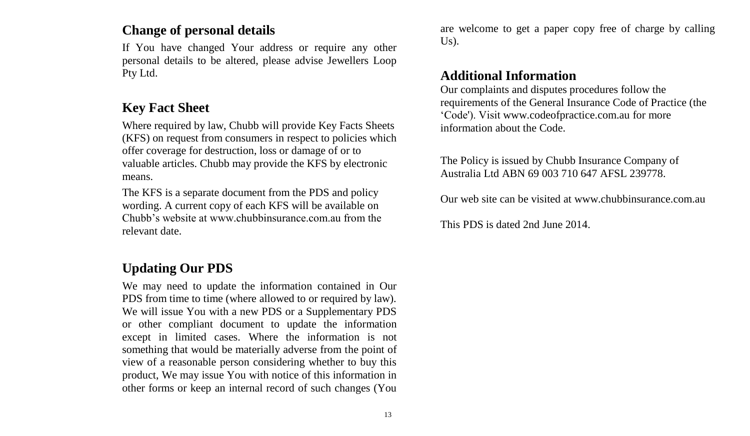## Change of personal details

If You have changed Your address or require any other personal details to be altered, please advise Jewellers Loop Pty Ltd.

## Key Fact Sheet

Where required by law, Chubb will provide Key Facts Sheets (KFS) on request from consumers in respect to policies which offer coverage for destruction, loss or damage of or to valuable articles. Chubb may provide the KFS by electronic means.

The KFS is a separate document from the PDS and policy wording. A current copy of each KFS will be available on Chubb's website at www.chubbinsurance.com.au from the relevant date.

## Updating Our PDS

We may need to update the information contained in Our PDS from time to time (where allowed to or required by law). We will issue You with a new PDS or a Supplementary PDS or other compliant document to update the information except in limited cases. Where the information is not something that would be materially adverse from the point of view of a reasonable person considering whether to buy this product, We may issue You with notice of this information in other forms or keep an internal record of such changes (You are welcome to get a paper copy free of charge by calling Us).

## Additional Information

Our complaints and disputes procedures follow the requirements of the General Insurance Code of Practice (the 'Code'). Visit www.codeofpractice.com.au for more information about the Code.

The Policy is issued by Chubb Insurance Company of Australia Ltd ABN 69 003 710 647 AFSL 239778.

Our web site can be visited at www.chubbinsurance.com.au

This PDS is dated 2nd June 2014.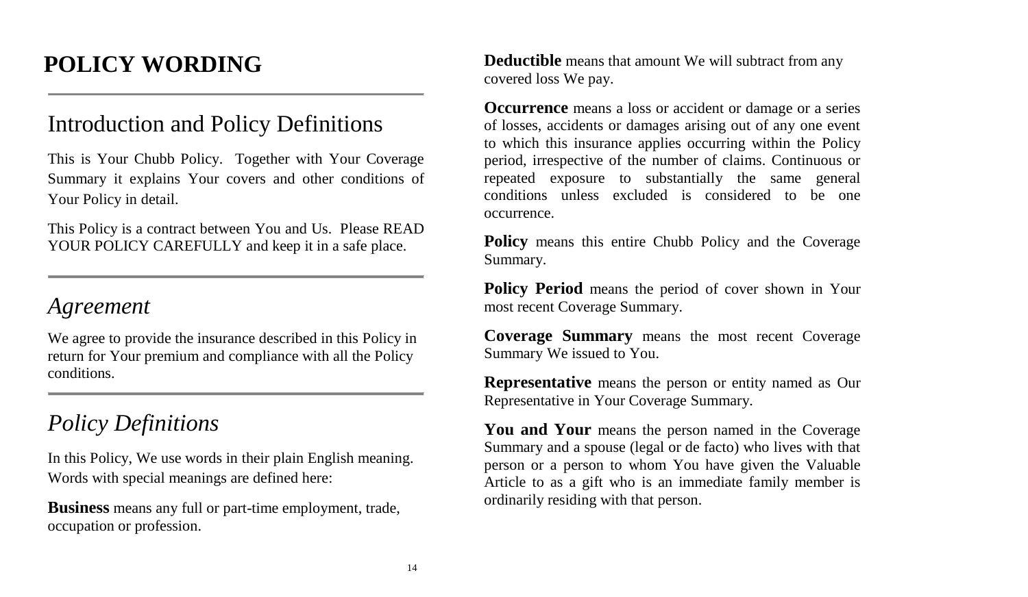# POLICY WORDING

## Introduction and Policy Definitions

This is Your Chubb Policy. Together with Your Coverage Summary it explains Your covers and other conditions of Your Policy in detail.

This Policy is a contract between You and Us. Please READ YOUR POLICY CAREFULLY and keep it in a safe place.

## *Agreement*

We agree to provide the insurance described in this Policy in return for Your premium and compliance with all the Policy conditions.

## *Policy Definitions*

In this Policy, We use words in their plain English meaning. Words with special meanings are defined here:

**Business** means any full or part-time employment, trade, occupation or profession.

**Deductible** means that amount We will subtract from any covered loss We pay.

**Occurrence** means a loss or accident or damage or a series of losses, accidents or damages arising out of any one event to which this insurance applies occurring within the Policy period, irrespective of the number of claims. Continuous or repeated exposure to substantially the same general conditions unless excluded is considered to be one occurrence.

**Policy** means this entire Chubb Policy and the Coverage Summary.

**Policy Period** means the period of cover shown in Your most recent Coverage Summary.

**Coverage Summary** means the most recent Coverage Summary We issued to You.

**Representative** means the person or entity named as Our Representative in Your Coverage Summary.

**You and Your** means the person named in the Coverage Summary and a spouse (legal or de facto) who lives with that person or a person to whom You have given the Valuable Article to as a gift who is an immediate family member is ordinarily residing with that person.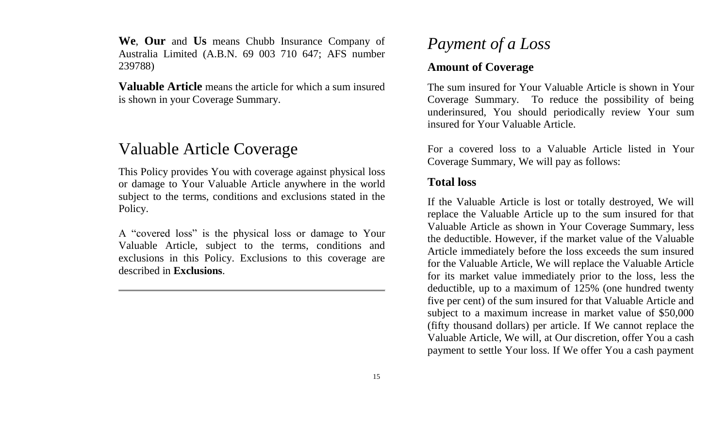**We**, **Our** and **Us** means Chubb Insurance Company of Australia Limited (A.B.N. 69 003 710 647; AFS number 239788)

**Valuable Article** means the article for which a sum insured is shown in your Coverage Summary.

# Valuable Article Coverage

This Policy provides You with coverage against physical loss or damage to Your Valuable Article anywhere in the world subject to the terms, conditions and exclusions stated in the Policy.

A "covered loss" is the physical loss or damage to Your Valuable Article, subject to the terms, conditions and exclusions in this Policy. Exclusions to this coverage are described in **Exclusions**.

# *Payment of a Loss*

### Amount of Coverage

The sum insured for Your Valuable Article is shown in Your Coverage Summary. To reduce the possibility of being underinsured, You should periodically review Your sum insured for Your Valuable Article.

For a covered loss to a Valuable Article listed in Your Coverage Summary, We will pay as follows:

### Total loss

If the Valuable Article is lost or totally destroyed, We will replace the Valuable Article up to the sum insured for that Valuable Article as shown in Your Coverage Summary, less the deductible. However, if the market value of the Valuable Article immediately before the loss exceeds the sum insured for the Valuable Article, We will replace the Valuable Article for its market value immediately prior to the loss, less the deductible, up to a maximum of 125% (one hundred twenty five per cent) of the sum insured for that Valuable Article and subject to a maximum increase in market value of $50,000 (fifty thousand dollars) per article. If We cannot replace the Valuable Article, We will, at Our discretion, offer You a cash payment to settle Your loss. If We offer You a cash payment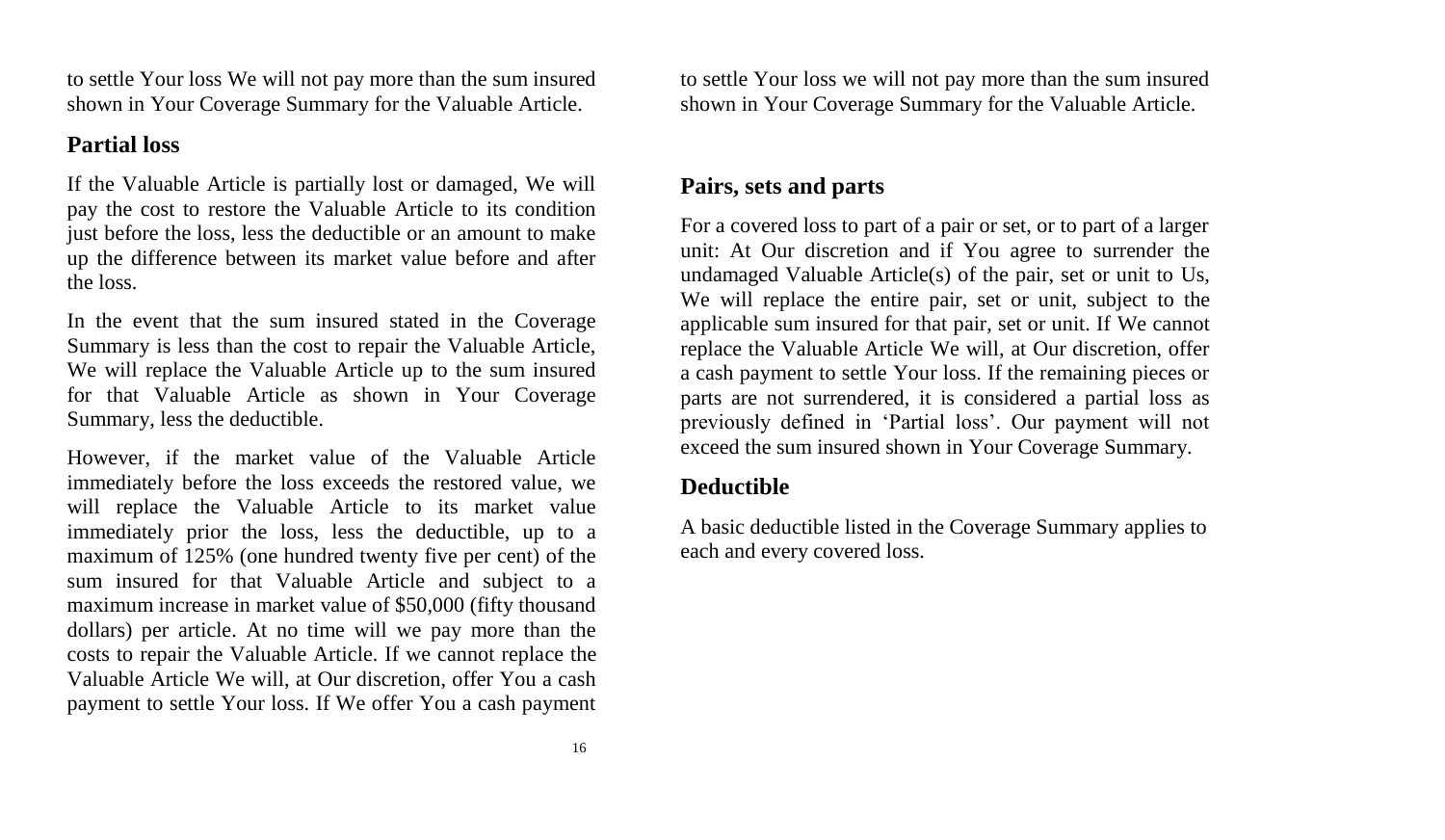to settle Your loss We will not pay more than the sum insured shown in Your Coverage Summary for the Valuable Article.

## Partial loss

If the Valuable Article is partially lost or damaged, We will pay the cost to restore the Valuable Article to its condition just before the loss, less the deductible or an amount to make up the difference between its market value before and after the loss.

In the event that the sum insured stated in the Coverage Summary is less than the cost to repair the Valuable Article, We will replace the Valuable Article up to the sum insured for that Valuable Article as shown in Your Coverage Summary, less the deductible.

However, if the market value of the Valuable Article immediately before the loss exceeds the restored value, we will replace the Valuable Article to its market value immediately prior the loss, less the deductible, up to a maximum of 125% (one hundred twenty five per cent) of the sum insured for that Valuable Article and subject to a maximum increase in market value of $50,000 (fifty thousand dollars) per article. At no time will we pay more than the costs to repair the Valuable Article. If we cannot replace the Valuable Article We will, at Our discretion, offer You a cash payment to settle Your loss. If We offer You a cash payment to settle Your loss we will not pay more than the sum insured shown in Your Coverage Summary for the Valuable Article.

## Pairs, sets and parts

For a covered loss to part of a pair or set, or to part of a larger unit: At Our discretion and if You agree to surrender the undamaged Valuable Article(s) of the pair, set or unit to Us, We will replace the entire pair, set or unit, subject to the applicable sum insured for that pair, set or unit. If We cannot replace the Valuable Article We will, at Our discretion, offer a cash payment to settle Your loss. If the remaining pieces or parts are not surrendered, it is considered a partial loss as previously defined in 'Partial loss'. Our payment will not exceed the sum insured shown in Your Coverage Summary.

## Deductible

A basic deductible listed in the Coverage Summary applies to each and every covered loss.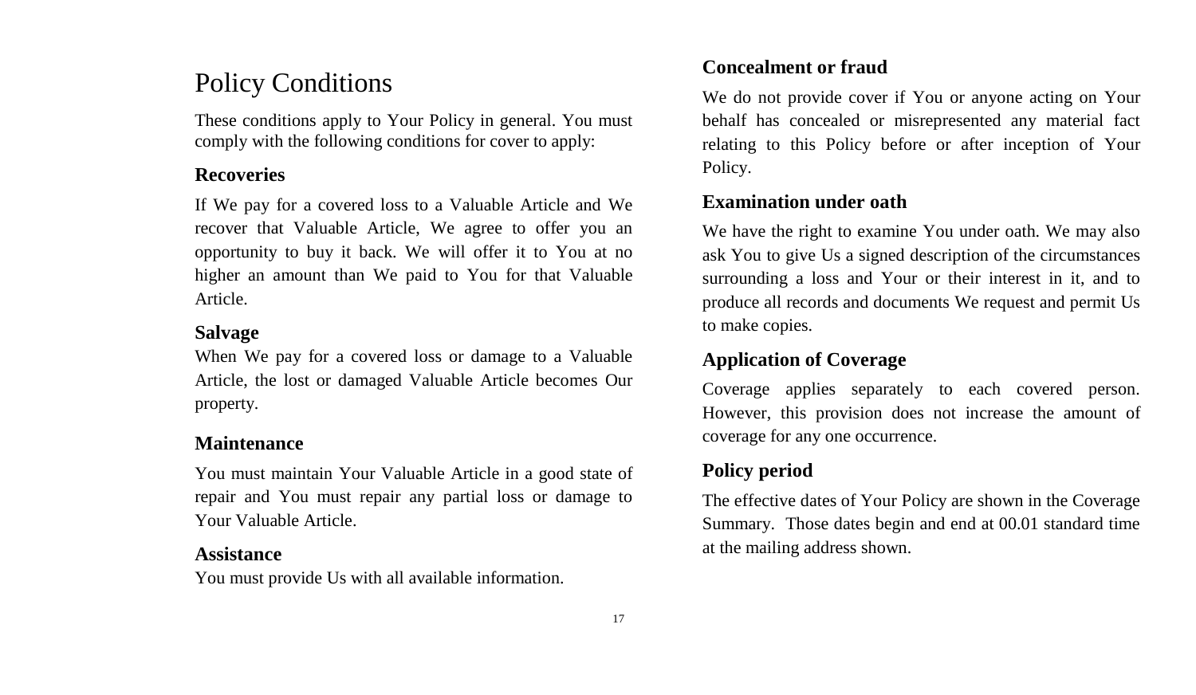# Policy Conditions

These conditions apply to Your Policy in general. You must comply with the following conditions for cover to apply:

## Recoveries

If We pay for a covered loss to a Valuable Article and We recover that Valuable Article, We agree to offer you an opportunity to buy it back. We will offer it to You at no higher an amount than We paid to You for that Valuable Article.

## Salvage

When We pay for a covered loss or damage to a Valuable Article, the lost or damaged Valuable Article becomes Our property.

## Maintenance

You must maintain Your Valuable Article in a good state of repair and You must repair any partial loss or damage to Your Valuable Article.

## Assistance

You must provide Us with all available information.

## Concealment or fraud

We do not provide cover if You or anyone acting on Your behalf has concealed or misrepresented any material fact relating to this Policy before or after inception of Your Policy.

## Examination under oath

We have the right to examine You under oath. We may also ask You to give Us a signed description of the circumstances surrounding a loss and Your or their interest in it, and to produce all records and documents We request and permit Us to make copies.

## Application of Coverage

Coverage applies separately to each covered person. However, this provision does not increase the amount of coverage for any one occurrence.

## Policy period

The effective dates of Your Policy are shown in the Coverage Summary. Those dates begin and end at 00.01 standard time at the mailing address shown.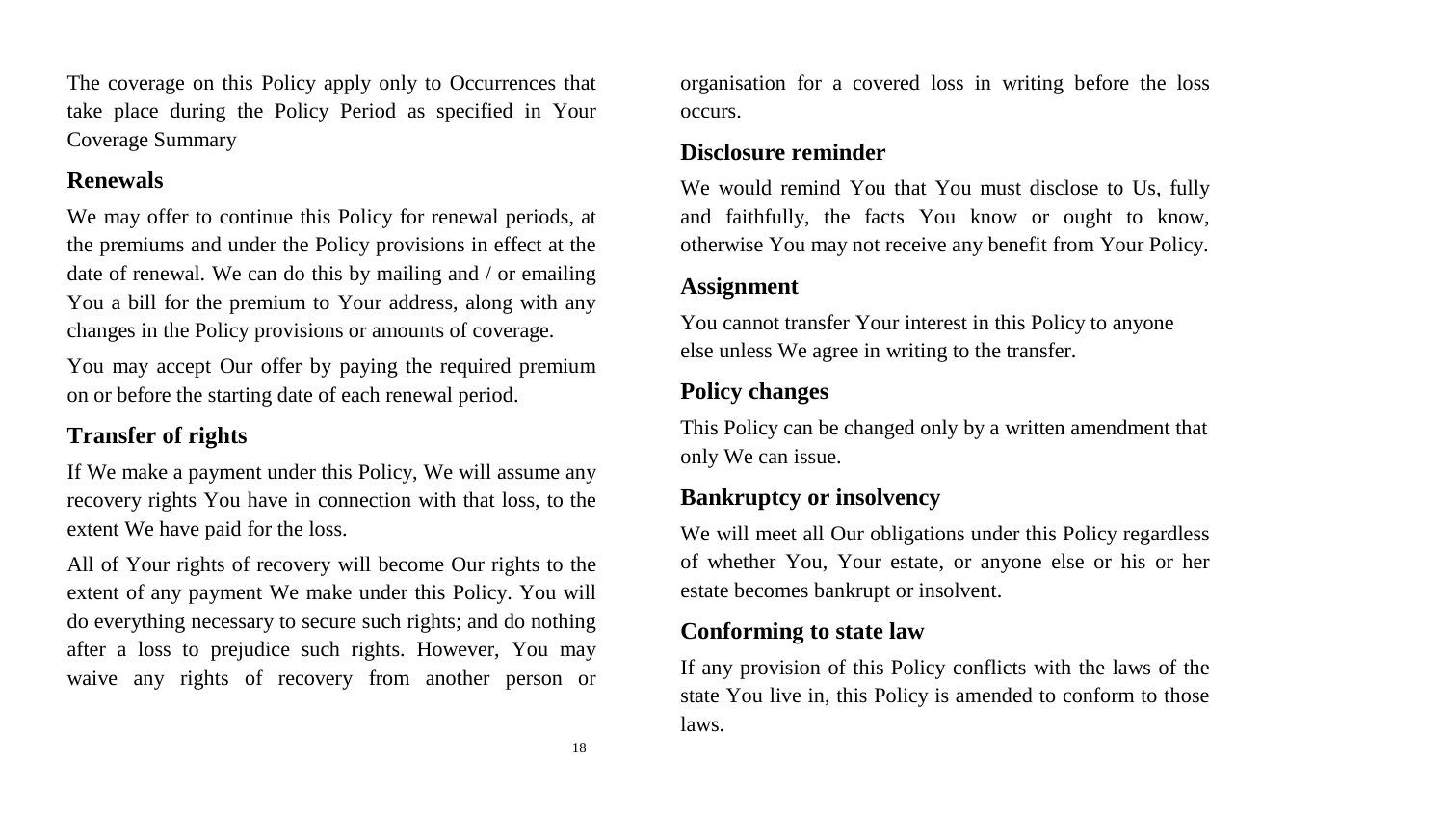The coverage on this Policy apply only to Occurrences that take place during the Policy Period as specified in Your Coverage Summary

## Renewals

We may offer to continue this Policy for renewal periods, at the premiums and under the Policy provisions in effect at the date of renewal. We can do this by mailing and / or emailing You a bill for the premium to Your address, along with any changes in the Policy provisions or amounts of coverage.

You may accept Our offer by paying the required premium on or before the starting date of each renewal period.

## Transfer of rights

If We make a payment under this Policy, We will assume any recovery rights You have in connection with that loss, to the extent We have paid for the loss.

All of Your rights of recovery will become Our rights to the extent of any payment We make under this Policy. You will do everything necessary to secure such rights; and do nothing after a loss to prejudice such rights. However, You may waive any rights of recovery from another person or organisation for a covered loss in writing before the loss occurs.

## Disclosure reminder

We would remind You that You must disclose to Us, fully and faithfully, the facts You know or ought to know, otherwise You may not receive any benefit from Your Policy.

## Assignment

You cannot transfer Your interest in this Policy to anyone else unless We agree in writing to the transfer.

## Policy changes

This Policy can be changed only by a written amendment that only We can issue.

## Bankruptcy or insolvency

We will meet all Our obligations under this Policy regardless of whether You, Your estate, or anyone else or his or her estate becomes bankrupt or insolvent.

## Conforming to state law

If any provision of this Policy conflicts with the laws of the state You live in, this Policy is amended to conform to those laws.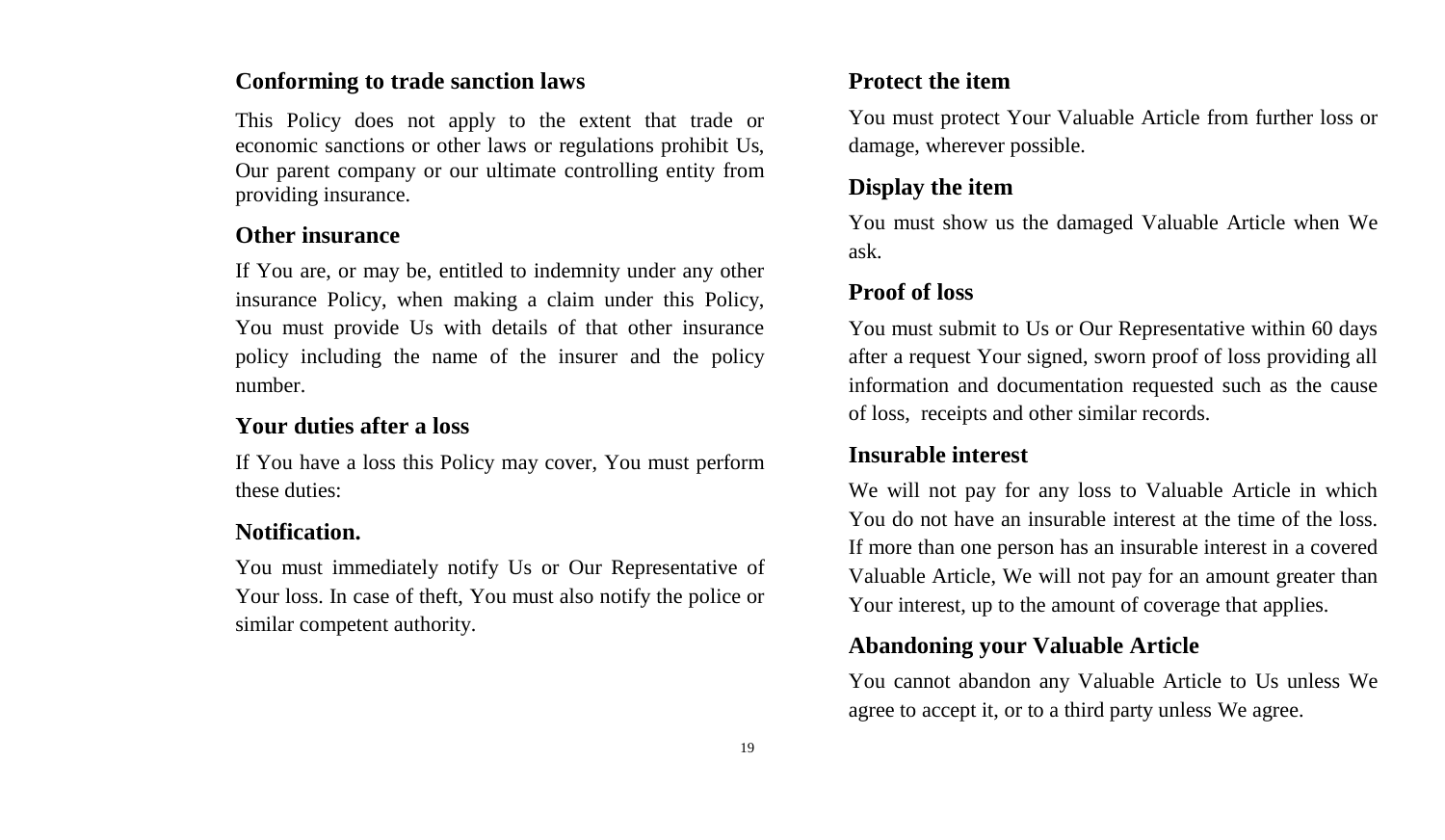## Conforming to trade sanction laws

This Policy does not apply to the extent that trade or economic sanctions or other laws or regulations prohibit Us, Our parent company or our ultimate controlling entity from providing insurance.

## Other insurance

If You are, or may be, entitled to indemnity under any other insurance Policy, when making a claim under this Policy, You must provide Us with details of that other insurance policy including the name of the insurer and the policy number.

## Your duties after a loss

If You have a loss this Policy may cover, You must perform these duties:

## Notification.

You must immediately notify Us or Our Representative of Your loss. In case of theft, You must also notify the police or similar competent authority.

## Protect the item

You must protect Your Valuable Article from further loss or damage, wherever possible.

## Display the item

You must show us the damaged Valuable Article when We ask.

## Proof of loss

You must submit to Us or Our Representative within 60 days after a request Your signed, sworn proof of loss providing all information and documentation requested such as the cause of loss, receipts and other similar records.

## Insurable interest

We will not pay for any loss to Valuable Article in which You do not have an insurable interest at the time of the loss. If more than one person has an insurable interest in a covered Valuable Article, We will not pay for an amount greater than Your interest, up to the amount of coverage that applies.

## Abandoning your Valuable Article

You cannot abandon any Valuable Article to Us unless We agree to accept it, or to a third party unless We agree.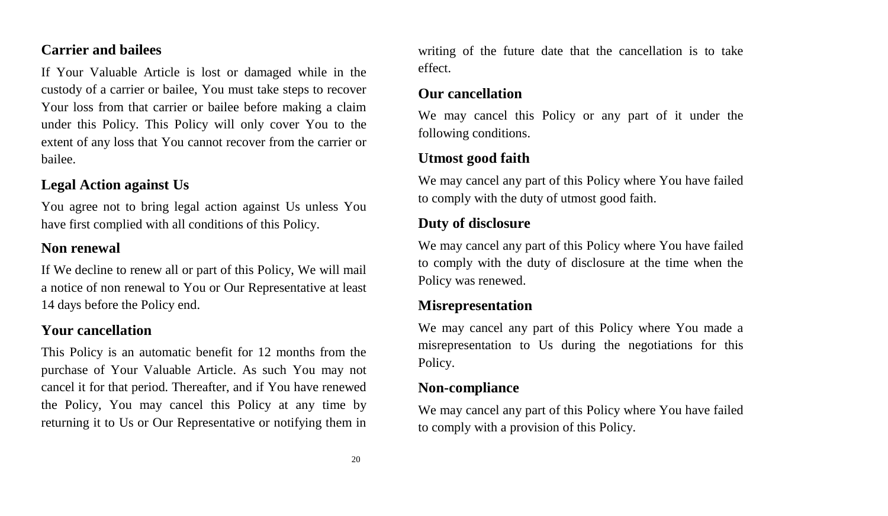### Carrier and bailees

If Your Valuable Article is lost or damaged while in the custody of a carrier or bailee, You must take steps to recover Your loss from that carrier or bailee before making a claim under this Policy. This Policy will only cover You to the extent of any loss that You cannot recover from the carrier or bailee.

### Legal Action against Us

You agree not to bring legal action against Us unless You have first complied with all conditions of this Policy.

### Non renewal

If We decline to renew all or part of this Policy, We will mail a notice of non renewal to You or Our Representative at least 14 days before the Policy end.

### Your cancellation

This Policy is an automatic benefit for 12 months from the purchase of Your Valuable Article. As such You may not cancel it for that period. Thereafter, and if You have renewed the Policy, You may cancel this Policy at any time by returning it to Us or Our Representative or notifying them in writing of the future date that the cancellation is to take effect.

### Our cancellation

We may cancel this Policy or any part of it under the following conditions.

### Utmost good faith

We may cancel any part of this Policy where You have failed to comply with the duty of utmost good faith.

### Duty of disclosure

We may cancel any part of this Policy where You have failed to comply with the duty of disclosure at the time when the Policy was renewed.

### Misrepresentation

We may cancel any part of this Policy where You made a misrepresentation to Us during the negotiations for this Policy.

### Non-compliance

We may cancel any part of this Policy where You have failed to comply with a provision of this Policy.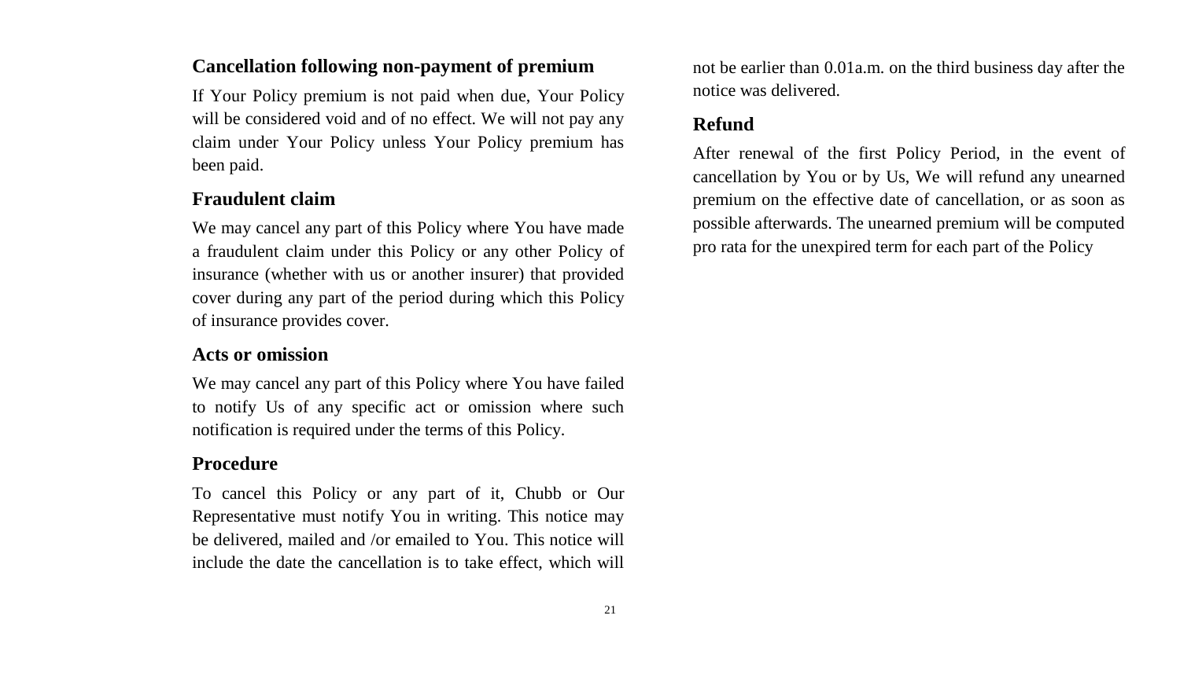## Cancellation following non-payment of premium

If Your Policy premium is not paid when due, Your Policy will be considered void and of no effect. We will not pay any claim under Your Policy unless Your Policy premium has been paid.

## Fraudulent claim

We may cancel any part of this Policy where You have made a fraudulent claim under this Policy or any other Policy of insurance (whether with us or another insurer) that provided cover during any part of the period during which this Policy of insurance provides cover.

## Acts or omission

We may cancel any part of this Policy where You have failed to notify Us of any specific act or omission where such notification is required under the terms of this Policy.

## Procedure

To cancel this Policy or any part of it, Chubb or Our Representative must notify You in writing. This notice may be delivered, mailed and /or emailed to You. This notice will include the date the cancellation is to take effect, which will not be earlier than 0.01a.m. on the third business day after the notice was delivered.

## Refund

After renewal of the first Policy Period, in the event of cancellation by You or by Us, We will refund any unearned premium on the effective date of cancellation, or as soon as possible afterwards. The unearned premium will be computed pro rata for the unexpired term for each part of the Policy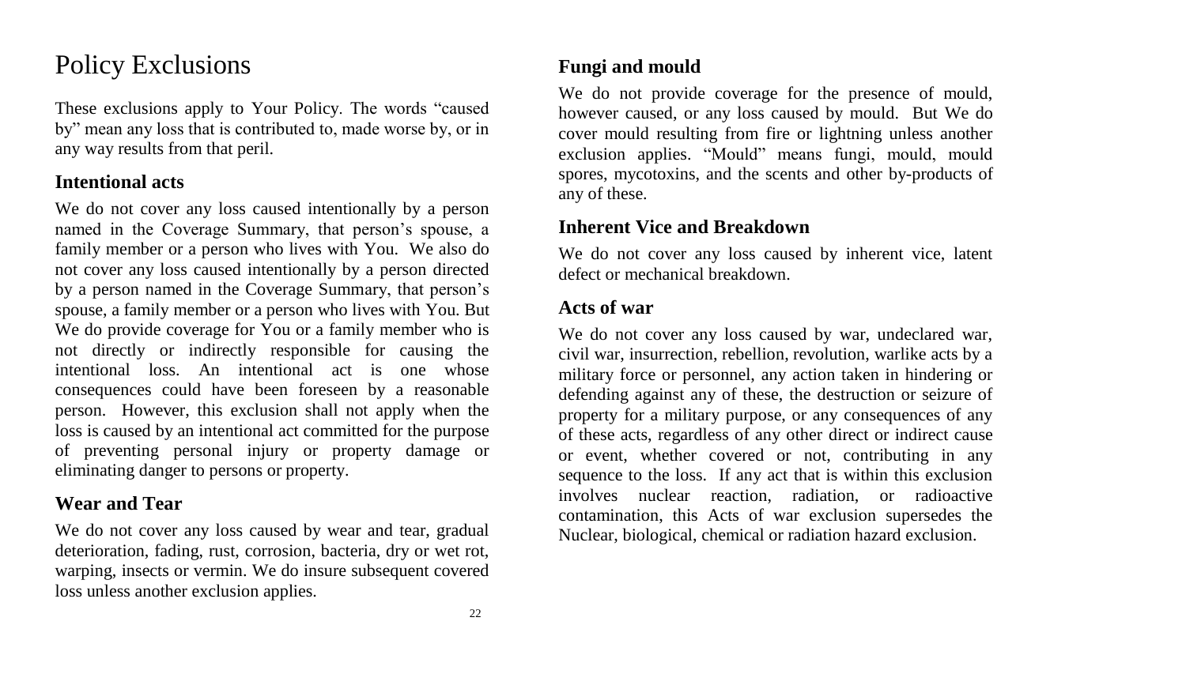# Policy Exclusions

These exclusions apply to Your Policy. The words "caused by" mean any loss that is contributed to, made worse by, or in any way results from that peril.

## Intentional acts

We do not cover any loss caused intentionally by a person named in the Coverage Summary, that person's spouse, a family member or a person who lives with You. We also do not cover any loss caused intentionally by a person directed by a person named in the Coverage Summary, that person's spouse, a family member or a person who lives with You. But We do provide coverage for You or a family member who is not directly or indirectly responsible for causing the intentional loss. An intentional act is one whose consequences could have been foreseen by a reasonable person. However, this exclusion shall not apply when the loss is caused by an intentional act committed for the purpose of preventing personal injury or property damage or eliminating danger to persons or property.

## Wear and Tear

We do not cover any loss caused by wear and tear, gradual deterioration, fading, rust, corrosion, bacteria, dry or wet rot, warping, insects or vermin. We do insure subsequent covered loss unless another exclusion applies.

## Fungi and mould

We do not provide coverage for the presence of mould, however caused, or any loss caused by mould. But We do cover mould resulting from fire or lightning unless another exclusion applies. "Mould" means fungi, mould, mould spores, mycotoxins, and the scents and other by-products of any of these.

## Inherent Vice and Breakdown

We do not cover any loss caused by inherent vice, latent defect or mechanical breakdown.

## Acts of war

We do not cover any loss caused by war, undeclared war, civil war, insurrection, rebellion, revolution, warlike acts by a military force or personnel, any action taken in hindering or defending against any of these, the destruction or seizure of property for a military purpose, or any consequences of any of these acts, regardless of any other direct or indirect cause or event, whether covered or not, contributing in any sequence to the loss. If any act that is within this exclusion involves nuclear reaction, radiation, or radioactive contamination, this Acts of war exclusion supersedes the Nuclear, biological, chemical or radiation hazard exclusion.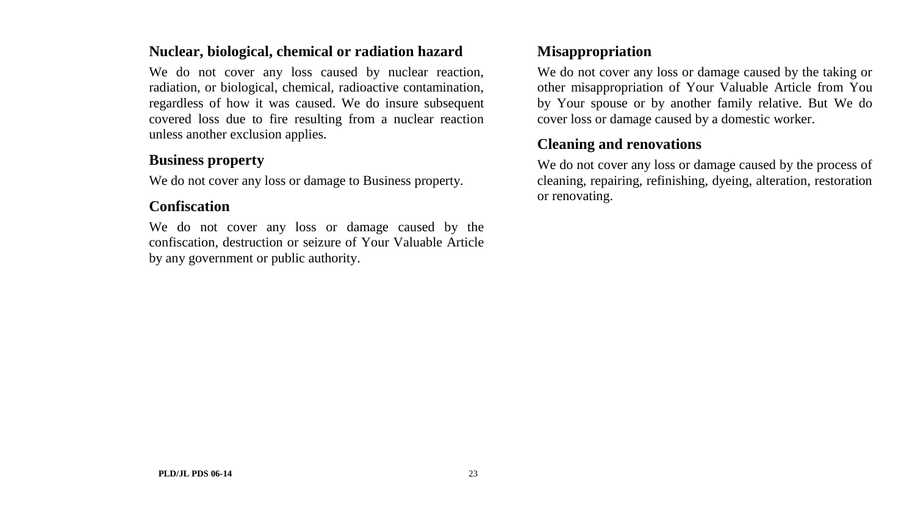## Nuclear, biological, chemical or radiation hazard

We do not cover any loss caused by nuclear reaction, radiation, or biological, chemical, radioactive contamination, regardless of how it was caused. We do insure subsequent covered loss due to fire resulting from a nuclear reaction unless another exclusion applies.

## Business property

We do not cover any loss or damage to Business property.

## Confiscation

We do not cover any loss or damage caused by the confiscation, destruction or seizure of Your Valuable Article by any government or public authority.

## Misappropriation

We do not cover any loss or damage caused by the taking or other misappropriation of Your Valuable Article from You by Your spouse or by another family relative. But We do cover loss or damage caused by a domestic worker.

## Cleaning and renovations

We do not cover any loss or damage caused by the process of cleaning, repairing, refinishing, dyeing, alteration, restoration or renovating.